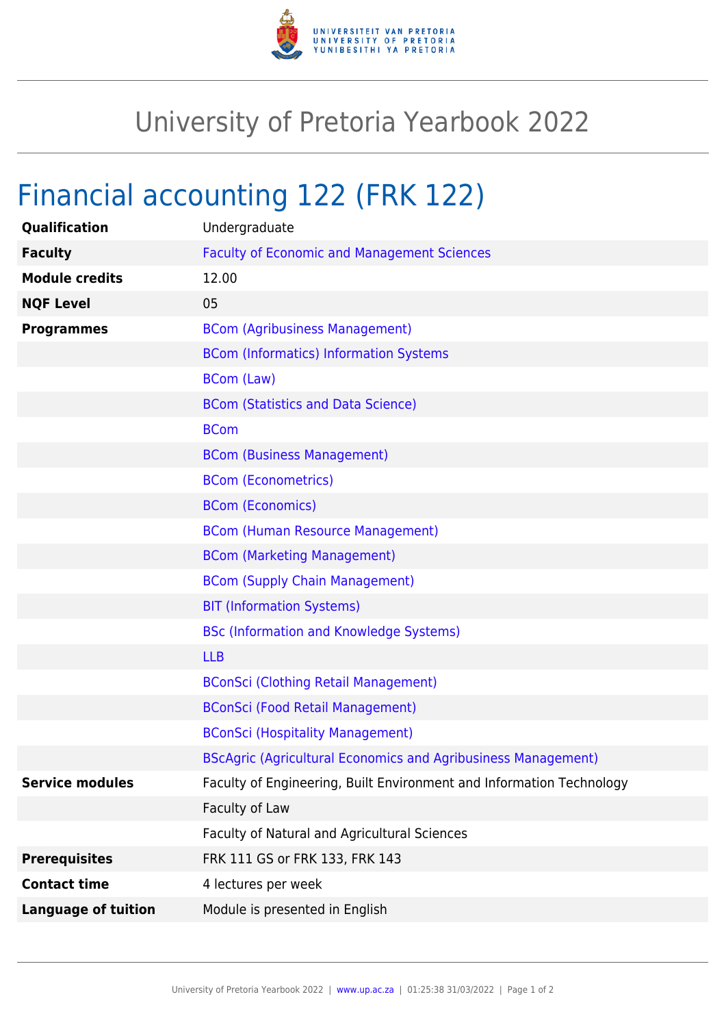# University of Pretoria Yearbook 2022

## Financial accounting 122 (FRK 122)

| | |
|---|---|
| **Qualification** | Undergraduate |
| **Faculty** | Faculty of Economic and Management Sciences |
| **Module credits** | 12.00 |
| **NQF Level** | 05 |
| **Programmes** | BCom (Agribusiness Management) |
| | BCom (Informatics) Information Systems |
| | BCom (Law) |
| | BCom (Statistics and Data Science) |
| | BCom |
| | BCom (Business Management) |
| | BCom (Econometrics) |
| | BCom (Economics) |
| | BCom (Human Resource Management) |
| | BCom (Marketing Management) |
| | BCom (Supply Chain Management) |
| | BIT (Information Systems) |
| | BSc (Information and Knowledge Systems) |
| | LLB |
| | BConSci (Clothing Retail Management) |
| | BConSci (Food Retail Management) |
| | BConSci (Hospitality Management) |
| | BScAgric (Agricultural Economics and Agribusiness Management) |
| **Service modules** | Faculty of Engineering, Built Environment and Information Technology |
| | Faculty of Law |
| | Faculty of Natural and Agricultural Sciences |
| **Prerequisites** | FRK 111 GS or FRK 133, FRK 143 |
| **Contact time** | 4 lectures per week |
| **Language of tuition** | Module is presented in English |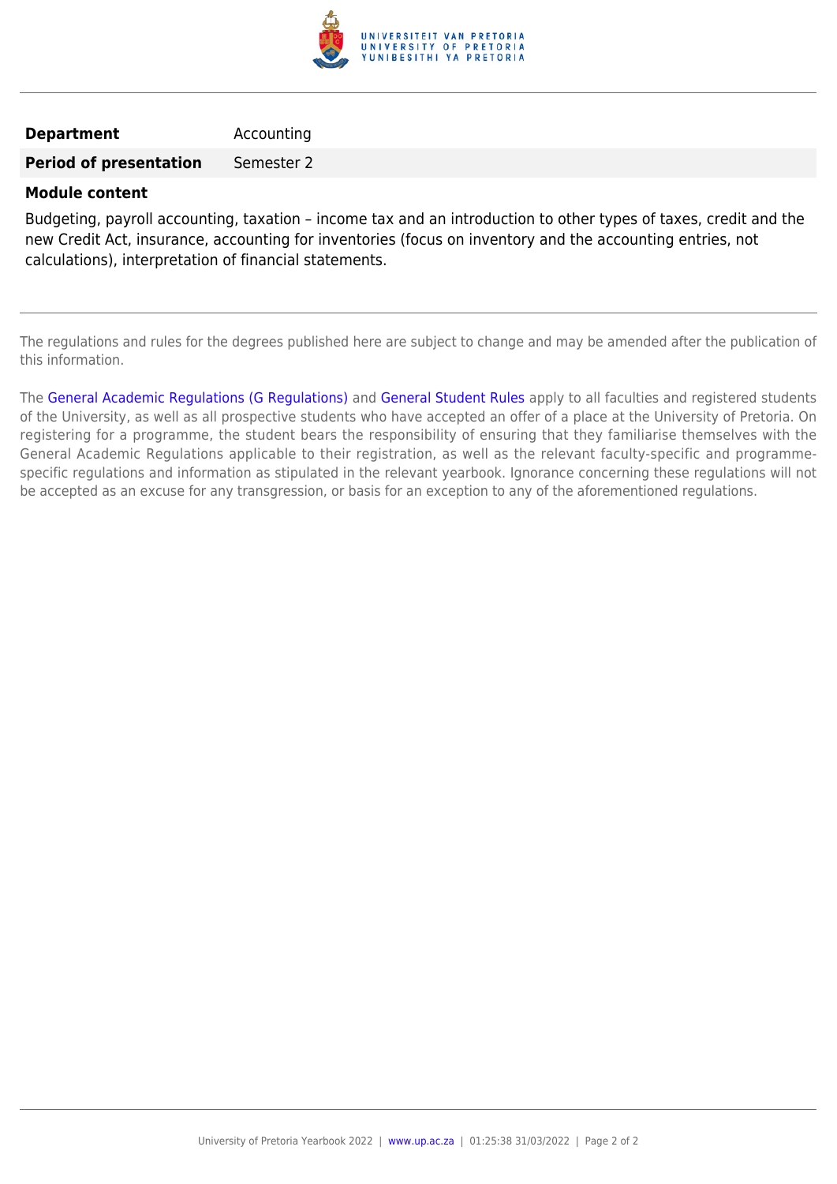| | |
|---|---|
| **Department** | Accounting |
| **Period of presentation** | Semester 2 |

**Module content**

Budgeting, payroll accounting, taxation – income tax and an introduction to other types of taxes, credit and the new Credit Act, insurance, accounting for inventories (focus on inventory and the accounting entries, not calculations), interpretation of financial statements.

The regulations and rules for the degrees published here are subject to change and may be amended after the publication of this information.

The General Academic Regulations (G Regulations) and General Student Rules apply to all faculties and registered students of the University, as well as all prospective students who have accepted an offer of a place at the University of Pretoria. On registering for a programme, the student bears the responsibility of ensuring that they familiarise themselves with the General Academic Regulations applicable to their registration, as well as the relevant faculty-specific and programme-specific regulations and information as stipulated in the relevant yearbook. Ignorance concerning these regulations will not be accepted as an excuse for any transgression, or basis for an exception to any of the aforementioned regulations.